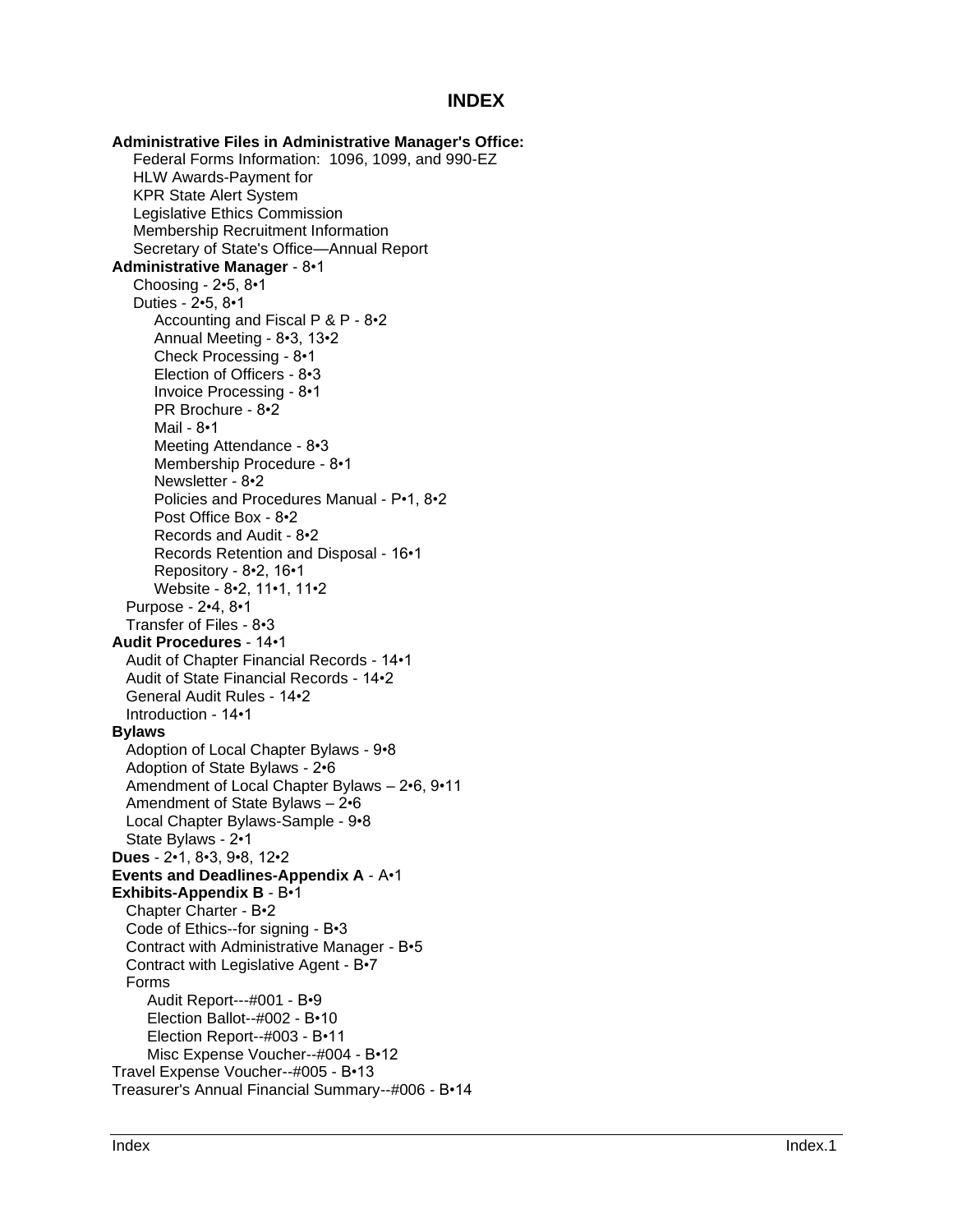# INDEX

**Administrative Files in Administrative Manager's Office:**
- Federal Forms Information: 1096, 1099, and 990-EZ
- HLW Awards-Payment for
- KPR State Alert System
- Legislative Ethics Commission
- Membership Recruitment Information
- Secretary of State's Office—Annual Report

**Administrative Manager** - 8•1
- Choosing - 2•5, 8•1
- Duties - 2•5, 8•1
  - Accounting and Fiscal P & P - 8•2
  - Annual Meeting - 8•3, 13•2
  - Check Processing - 8•1
  - Election of Officers - 8•3
  - Invoice Processing - 8•1
  - PR Brochure - 8•2
  - Mail - 8•1
  - Meeting Attendance - 8•3
  - Membership Procedure - 8•1
  - Newsletter - 8•2
  - Policies and Procedures Manual - P•1, 8•2
  - Post Office Box - 8•2
  - Records and Audit - 8•2
  - Records Retention and Disposal - 16•1
  - Repository - 8•2, 16•1
  - Website - 8•2, 11•1, 11•2
- Purpose - 2•4, 8•1
- Transfer of Files - 8•3

**Audit Procedures** - 14•1
- Audit of Chapter Financial Records - 14•1
- Audit of State Financial Records - 14•2
- General Audit Rules - 14•2
- Introduction - 14•1

**Bylaws**
- Adoption of Local Chapter Bylaws - 9•8
- Adoption of State Bylaws - 2•6
- Amendment of Local Chapter Bylaws – 2•6, 9•11
- Amendment of State Bylaws – 2•6
- Local Chapter Bylaws-Sample - 9•8
- State Bylaws - 2•1

**Dues** - 2•1, 8•3, 9•8, 12•2

**Events and Deadlines-Appendix A** - A•1

**Exhibits-Appendix B** - B•1
- Chapter Charter - B•2
- Code of Ethics--for signing - B•3
- Contract with Administrative Manager - B•5
- Contract with Legislative Agent - B•7
- Forms
  - Audit Report---#001 - B•9
  - Election Ballot--#002 - B•10
  - Election Report--#003 - B•11
  - Misc Expense Voucher--#004 - B•12

Travel Expense Voucher--#005 - B•13

Treasurer's Annual Financial Summary--#006 - B•14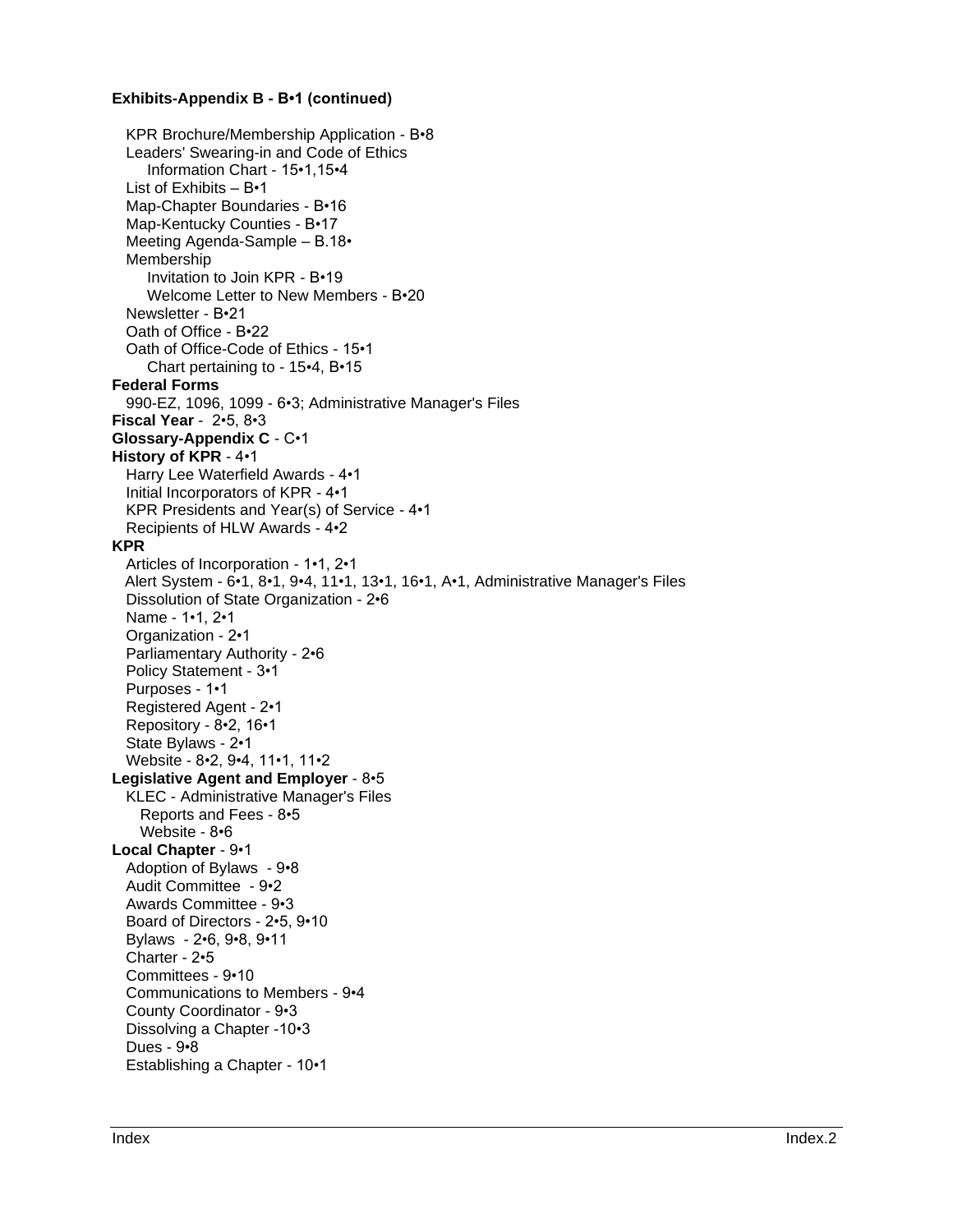**Exhibits-Appendix B - B•1 (continued)**

- KPR Brochure/Membership Application - B•8
- Leaders' Swearing-in and Code of Ethics
  - Information Chart - 15•1,15•4
- List of Exhibits – B•1
- Map-Chapter Boundaries - B•16
- Map-Kentucky Counties - B•17
- Meeting Agenda-Sample – B.18•
- Membership
  - Invitation to Join KPR - B•19
  - Welcome Letter to New Members - B•20
- Newsletter - B•21
- Oath of Office - B•22
- Oath of Office-Code of Ethics - 15•1
  - Chart pertaining to - 15•4, B•15

**Federal Forms**

- 990-EZ, 1096, 1099 - 6•3; Administrative Manager's Files

**Fiscal Year** - 2•5, 8•3

**Glossary-Appendix C** - C•1

**History of KPR** - 4•1

- Harry Lee Waterfield Awards - 4•1
- Initial Incorporators of KPR - 4•1
- KPR Presidents and Year(s) of Service - 4•1
- Recipients of HLW Awards - 4•2

**KPR**

- Articles of Incorporation - 1•1, 2•1
- Alert System - 6•1, 8•1, 9•4, 11•1, 13•1, 16•1, A•1, Administrative Manager's Files
- Dissolution of State Organization - 2•6
- Name - 1•1, 2•1
- Organization - 2•1
- Parliamentary Authority - 2•6
- Policy Statement - 3•1
- Purposes - 1•1
- Registered Agent - 2•1
- Repository - 8•2, 16•1
- State Bylaws - 2•1
- Website - 8•2, 9•4, 11•1, 11•2

**Legislative Agent and Employer** - 8•5

- KLEC - Administrative Manager's Files
  - Reports and Fees - 8•5
  - Website - 8•6

**Local Chapter** - 9•1

- Adoption of Bylaws - 9•8
- Audit Committee - 9•2
- Awards Committee - 9•3
- Board of Directors - 2•5, 9•10
- Bylaws - 2•6, 9•8, 9•11
- Charter - 2•5
- Committees - 9•10
- Communications to Members - 9•4
- County Coordinator - 9•3
- Dissolving a Chapter -10•3
- Dues - 9•8
- Establishing a Chapter - 10•1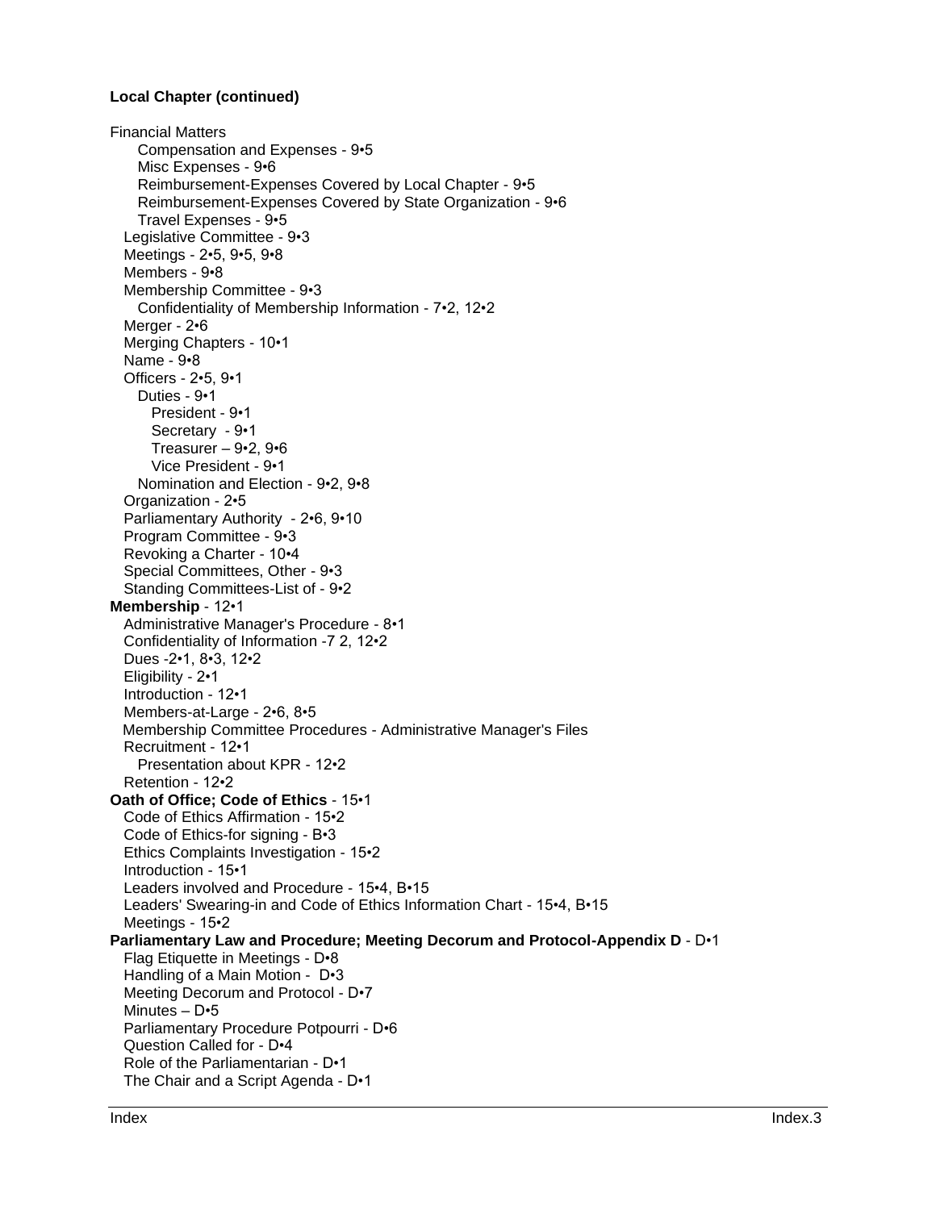**Local Chapter (continued)**

- Financial Matters
    - Compensation and Expenses - 9•5
    - Misc Expenses - 9•6
    - Reimbursement-Expenses Covered by Local Chapter - 9•5
    - Reimbursement-Expenses Covered by State Organization - 9•6
    - Travel Expenses - 9•5
- Legislative Committee - 9•3
- Meetings - 2•5, 9•5, 9•8
- Members - 9•8
- Membership Committee - 9•3
    - Confidentiality of Membership Information - 7•2, 12•2
- Merger - 2•6
- Merging Chapters - 10•1
- Name - 9•8
- Officers - 2•5, 9•1
    - Duties - 9•1
        - President - 9•1
        - Secretary - 9•1
        - Treasurer – 9•2, 9•6
        - Vice President - 9•1
    - Nomination and Election - 9•2, 9•8
- Organization - 2•5
- Parliamentary Authority - 2•6, 9•10
- Program Committee - 9•3
- Revoking a Charter - 10•4
- Special Committees, Other - 9•3
- Standing Committees-List of - 9•2

**Membership** - 12•1

- Administrative Manager's Procedure - 8•1
- Confidentiality of Information -7 2, 12•2
- Dues -2•1, 8•3, 12•2
- Eligibility - 2•1
- Introduction - 12•1
- Members-at-Large - 2•6, 8•5
- Membership Committee Procedures - Administrative Manager's Files
- Recruitment - 12•1
    - Presentation about KPR - 12•2
- Retention - 12•2

**Oath of Office; Code of Ethics** - 15•1

- Code of Ethics Affirmation - 15•2
- Code of Ethics-for signing - B•3
- Ethics Complaints Investigation - 15•2
- Introduction - 15•1
- Leaders involved and Procedure - 15•4, B•15
- Leaders' Swearing-in and Code of Ethics Information Chart - 15•4, B•15
- Meetings - 15•2

**Parliamentary Law and Procedure; Meeting Decorum and Protocol-Appendix D** - D•1

- Flag Etiquette in Meetings - D•8
- Handling of a Main Motion - D•3
- Meeting Decorum and Protocol - D•7
- Minutes – D•5
- Parliamentary Procedure Potpourri - D•6
- Question Called for - D•4
- Role of the Parliamentarian - D•1
- The Chair and a Script Agenda - D•1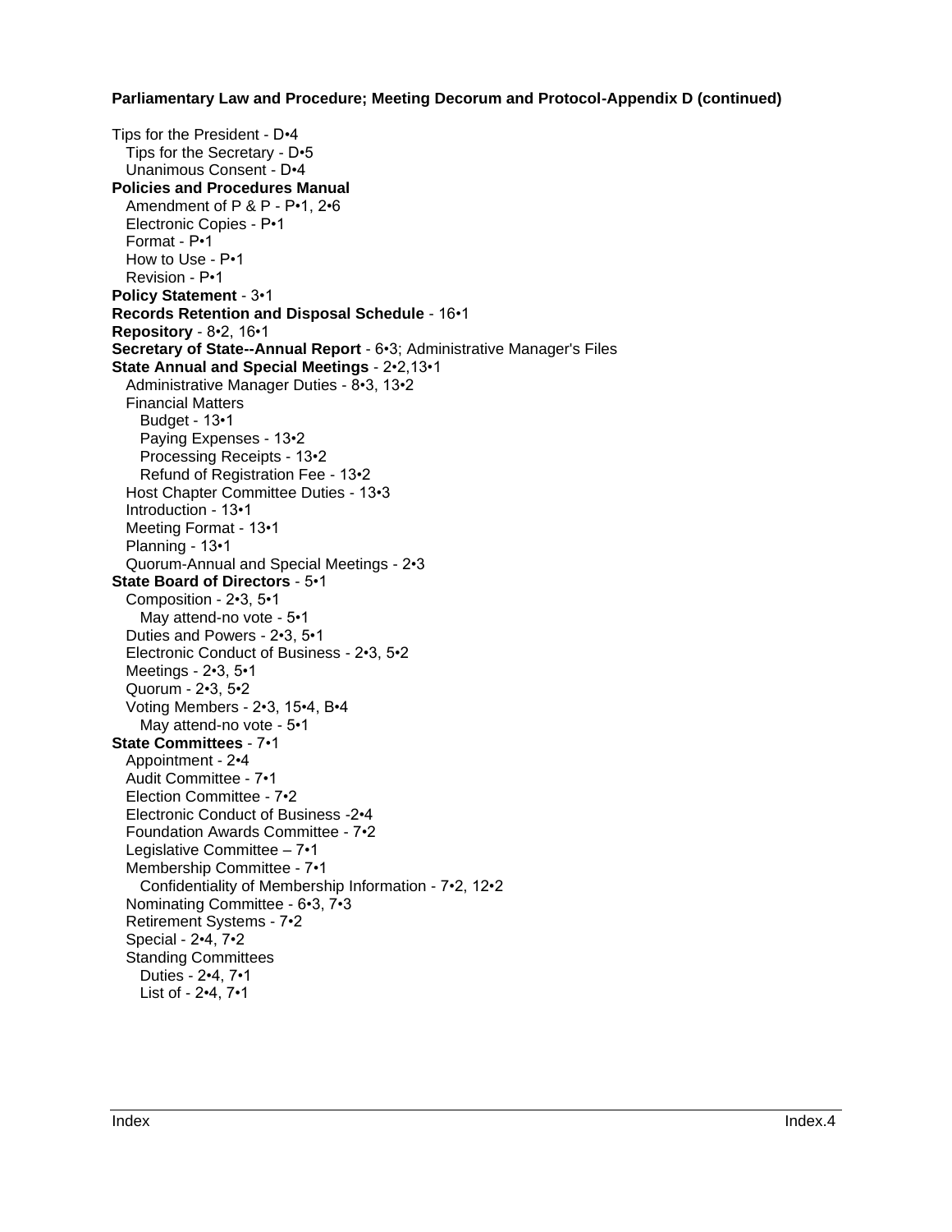**Parliamentary Law and Procedure; Meeting Decorum and Protocol-Appendix D (continued)**

Tips for the President - D•4
- Tips for the Secretary - D•5
- Unanimous Consent - D•4

**Policies and Procedures Manual**
- Amendment of P & P - P•1, 2•6
- Electronic Copies - P•1
- Format - P•1
- How to Use - P•1
- Revision - P•1

**Policy Statement** - 3•1

**Records Retention and Disposal Schedule** - 16•1

**Repository** - 8•2, 16•1

**Secretary of State--Annual Report** - 6•3; Administrative Manager's Files

**State Annual and Special Meetings** - 2•2,13•1
- Administrative Manager Duties - 8•3, 13•2
- Financial Matters
  - Budget - 13•1
  - Paying Expenses - 13•2
  - Processing Receipts - 13•2
  - Refund of Registration Fee - 13•2
- Host Chapter Committee Duties - 13•3
- Introduction - 13•1
- Meeting Format - 13•1
- Planning - 13•1
- Quorum-Annual and Special Meetings - 2•3

**State Board of Directors** - 5•1
- Composition - 2•3, 5•1
  - May attend-no vote - 5•1
- Duties and Powers - 2•3, 5•1
- Electronic Conduct of Business - 2•3, 5•2
- Meetings - 2•3, 5•1
- Quorum - 2•3, 5•2
- Voting Members - 2•3, 15•4, B•4
  - May attend-no vote - 5•1

**State Committees** - 7•1
- Appointment - 2•4
- Audit Committee - 7•1
- Election Committee - 7•2
- Electronic Conduct of Business -2•4
- Foundation Awards Committee - 7•2
- Legislative Committee – 7•1
- Membership Committee - 7•1
  - Confidentiality of Membership Information - 7•2, 12•2
- Nominating Committee - 6•3, 7•3
- Retirement Systems - 7•2
- Special - 2•4, 7•2
- Standing Committees
  - Duties - 2•4, 7•1
  - List of - 2•4, 7•1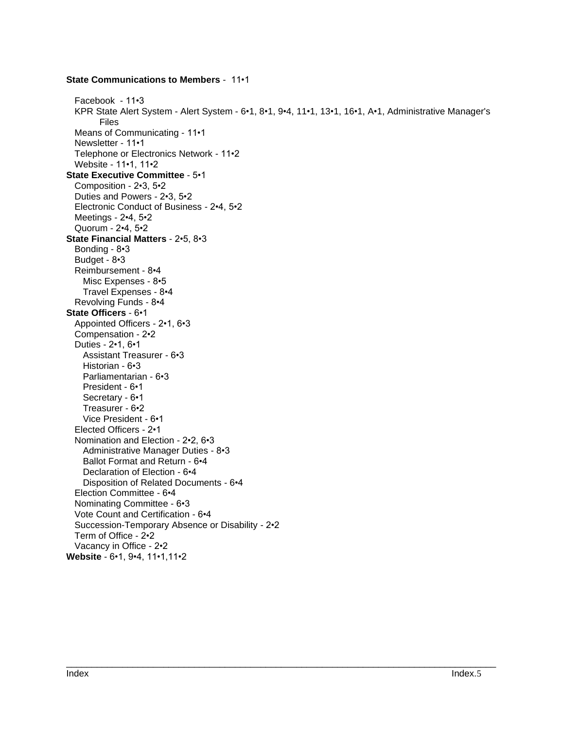**State Communications to Members** - 11•1

- Facebook - 11•3
- KPR State Alert System - Alert System - 6•1, 8•1, 9•4, 11•1, 13•1, 16•1, A•1, Administrative Manager's Files
- Means of Communicating - 11•1
- Newsletter - 11•1
- Telephone or Electronics Network - 11•2
- Website - 11•1, 11•2

**State Executive Committee** - 5•1

- Composition - 2•3, 5•2
- Duties and Powers - 2•3, 5•2
- Electronic Conduct of Business - 2•4, 5•2
- Meetings - 2•4, 5•2
- Quorum - 2•4, 5•2

**State Financial Matters** - 2•5, 8•3

- Bonding - 8•3
- Budget - 8•3
- Reimbursement - 8•4
  - Misc Expenses - 8•5
  - Travel Expenses - 8•4
- Revolving Funds - 8•4

**State Officers** - 6•1

- Appointed Officers - 2•1, 6•3
- Compensation - 2•2
- Duties - 2•1, 6•1
  - Assistant Treasurer - 6•3
  - Historian - 6•3
  - Parliamentarian - 6•3
  - President - 6•1
  - Secretary - 6•1
  - Treasurer - 6•2
  - Vice President - 6•1
- Elected Officers - 2•1
- Nomination and Election - 2•2, 6•3
  - Administrative Manager Duties - 8•3
  - Ballot Format and Return - 6•4
  - Declaration of Election - 6•4
  - Disposition of Related Documents - 6•4
- Election Committee - 6•4
- Nominating Committee - 6•3
- Vote Count and Certification - 6•4
- Succession-Temporary Absence or Disability - 2•2
- Term of Office - 2•2
- Vacancy in Office - 2•2

**Website** - 6•1, 9•4, 11•1,11•2